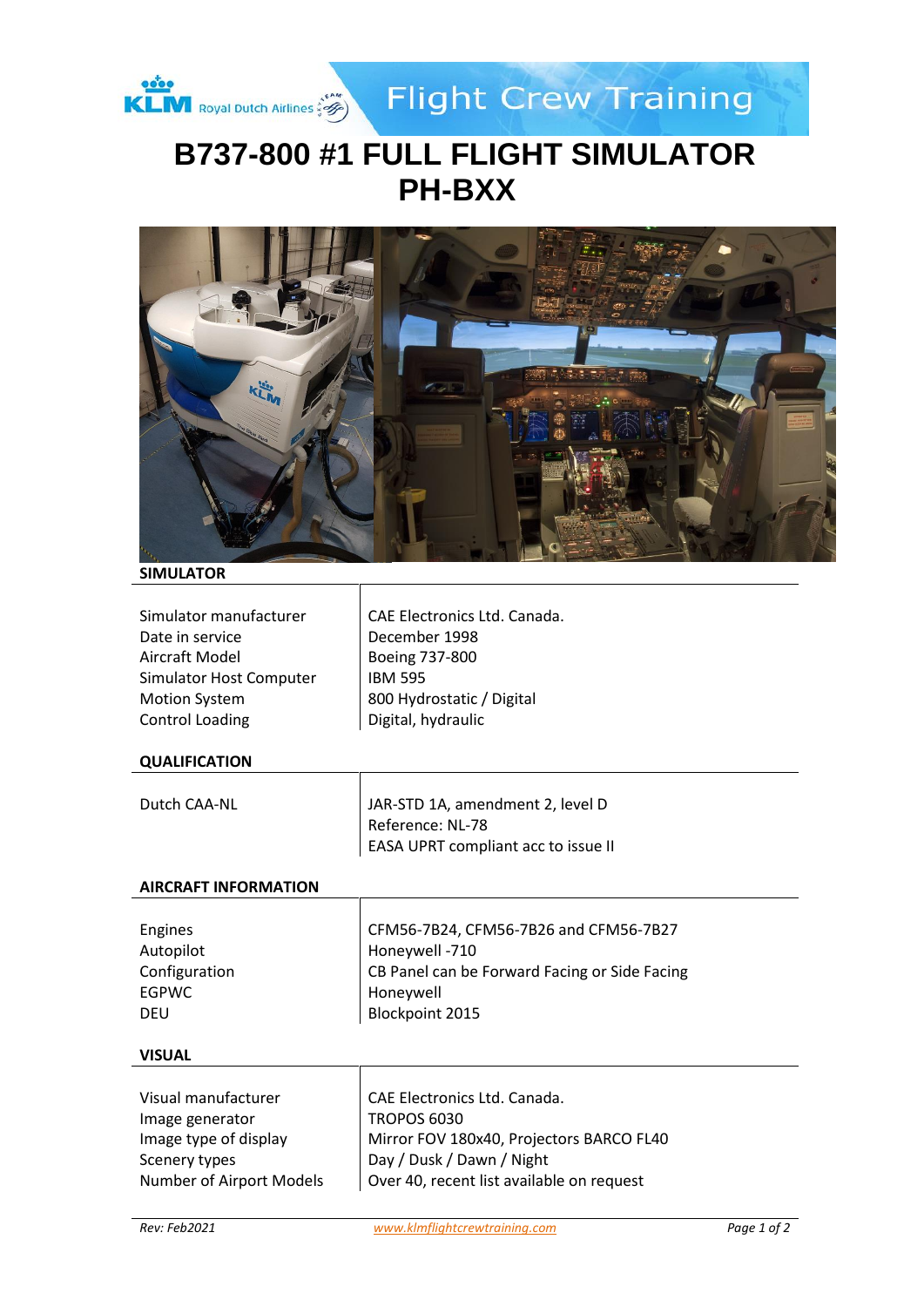# B737-800 #1 FULL FLIGHT SIMULATOR PH-BXX

## SIMULATOR

| | |
|---|---|
| Simulator manufacturer | CAE Electronics Ltd. Canada. |
| Date in service | December 1998 |
| Aircraft Model | Boeing 737-800 |
| Simulator Host Computer | IBM 595 |
| Motion System | 800 Hydrostatic / Digital |
| Control Loading | Digital, hydraulic |

## QUALIFICATION

| | |
|---|---|
| Dutch CAA-NL | JAR-STD 1A, amendment 2, level D<br>Reference: NL-78<br>EASA UPRT compliant acc to issue II |

## AIRCRAFT INFORMATION

| | |
|---|---|
| Engines | CFM56-7B24, CFM56-7B26 and CFM56-7B27 |
| Autopilot | Honeywell -710 |
| Configuration | CB Panel can be Forward Facing or Side Facing |
| EGPWC | Honeywell |
| DEU | Blockpoint 2015 |

## VISUAL

| | |
|---|---|
| Visual manufacturer | CAE Electronics Ltd. Canada. |
| Image generator | TROPOS 6030 |
| Image type of display | Mirror FOV 180x40, Projectors BARCO FL40 |
| Scenery types | Day / Dusk / Dawn / Night |
| Number of Airport Models | Over 40, recent list available on request |

*Rev: Feb2021* [www.klmflightcrewtraining.com](http://www.klmflightcrewtraining.com)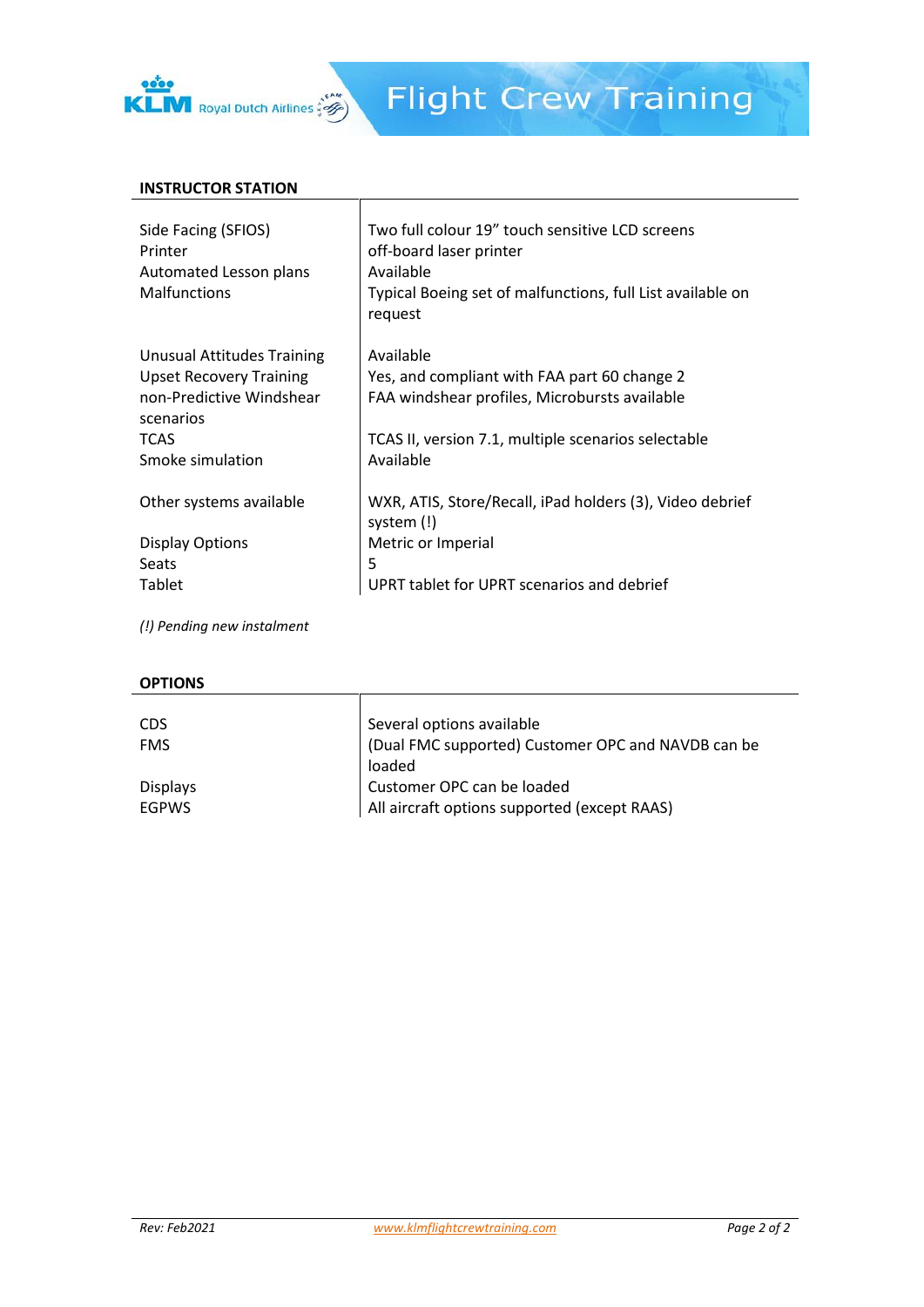## INSTRUCTOR STATION

| | |
|---|---|
| Side Facing (SFIOS) | Two full colour 19" touch sensitive LCD screens |
| Printer | off-board laser printer |
| Automated Lesson plans | Available |
| Malfunctions | Typical Boeing set of malfunctions, full List available on request |
| Unusual Attitudes Training | Available |
| Upset Recovery Training | Yes, and compliant with FAA part 60 change 2 |
| non-Predictive Windshear scenarios | FAA windshear profiles, Microbursts available |
| TCAS | TCAS II, version 7.1, multiple scenarios selectable |
| Smoke simulation | Available |
| Other systems available | WXR, ATIS, Store/Recall, iPad holders (3), Video debrief system (!) |
| Display Options | Metric or Imperial |
| Seats | 5 |
| Tablet | UPRT tablet for UPRT scenarios and debrief |

*(!) Pending new instalment*

## OPTIONS

| | |
|---|---|
| CDS | Several options available |
| FMS | (Dual FMC supported) Customer OPC and NAVDB can be loaded |
| Displays | Customer OPC can be loaded |
| EGPWS | All aircraft options supported (except RAAS) |